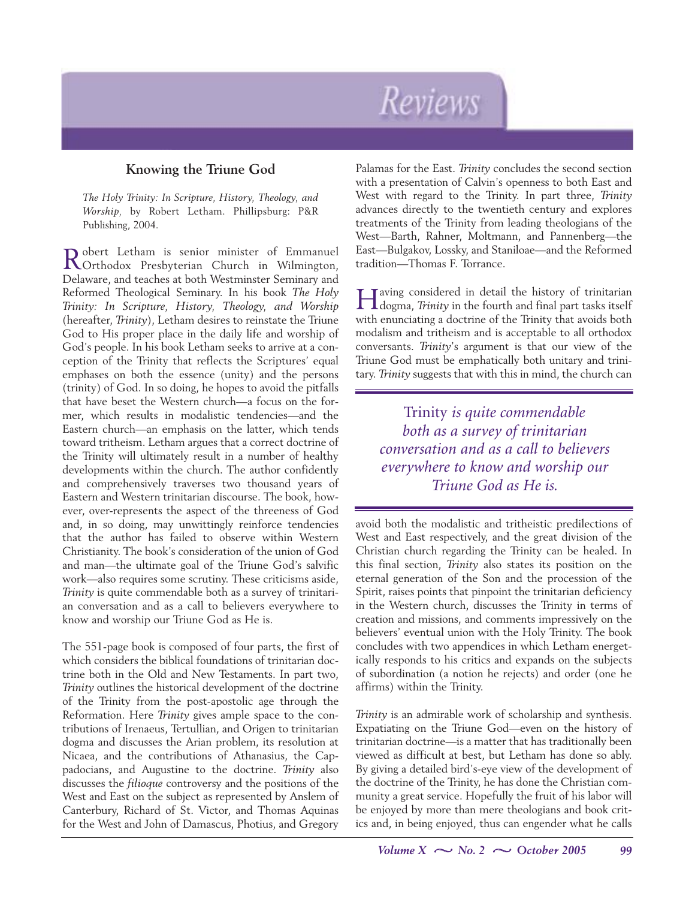# Reviews

## Knowing the Triune God

*The Holy Trinity: In Scripture, History, Theology, and Worship*, by Robert Letham. Phillipsburg: P&R Publishing, 2004.

Robert Letham is senior minister of Emmanuel Orthodox Presbyterian Church in Wilmington, Delaware, and teaches at both Westminster Seminary and Reformed Theological Seminary. In his book *The Holy Trinity: In Scripture, History, Theology, and Worship* (hereafter, *Trinity*), Letham desires to reinstate the Triune God to His proper place in the daily life and worship of God's people. In his book Letham seeks to arrive at a conception of the Trinity that reflects the Scriptures' equal emphases on both the essence (unity) and the persons (trinity) of God. In so doing, he hopes to avoid the pitfalls that have beset the Western church—a focus on the former, which results in modalistic tendencies—and the Eastern church—an emphasis on the latter, which tends toward tritheism. Letham argues that a correct doctrine of the Trinity will ultimately result in a number of healthy developments within the church. The author confidently and comprehensively traverses two thousand years of Eastern and Western trinitarian discourse. The book, however, over-represents the aspect of the threeness of God and, in so doing, may unwittingly reinforce tendencies that the author has failed to observe within Western Christianity. The book's consideration of the union of God and man—the ultimate goal of the Triune God's salvific work—also requires some scrutiny. These criticisms aside, *Trinity* is quite commendable both as a survey of trinitarian conversation and as a call to believers everywhere to know and worship our Triune God as He is.

The 551-page book is composed of four parts, the first of which considers the biblical foundations of trinitarian doctrine both in the Old and New Testaments. In part two, *Trinity* outlines the historical development of the doctrine of the Trinity from the post-apostolic age through the Reformation. Here *Trinity* gives ample space to the contributions of Irenaeus, Tertullian, and Origen to trinitarian dogma and discusses the Arian problem, its resolution at Nicaea, and the contributions of Athanasius, the Cappadocians, and Augustine to the doctrine. *Trinity* also discusses the *filioque* controversy and the positions of the West and East on the subject as represented by Anslem of Canterbury, Richard of St. Victor, and Thomas Aquinas for the West and John of Damascus, Photius, and Gregory Palamas for the East. *Trinity* concludes the second section with a presentation of Calvin's openness to both East and West with regard to the Trinity. In part three, *Trinity* advances directly to the twentieth century and explores treatments of the Trinity from leading theologians of the West—Barth, Rahner, Moltmann, and Pannenberg—the East—Bulgakov, Lossky, and Staniloae—and the Reformed tradition—Thomas F. Torrance.

Having considered in detail the history of trinitarian dogma, *Trinity* in the fourth and final part tasks itself with enunciating a doctrine of the Trinity that avoids both modalism and tritheism and is acceptable to all orthodox conversants. *Trinity*'s argument is that our view of the Triune God must be emphatically both unitary and trinitary. *Trinity* suggests that with this in mind, the church can avoid both the modalistic and tritheistic predilections of West and East respectively, and the great division of the Christian church regarding the Trinity can be healed. In this final section, *Trinity* also states its position on the eternal generation of the Son and the procession of the Spirit, raises points that pinpoint the trinitarian deficiency in the Western church, discusses the Trinity in terms of creation and missions, and comments impressively on the believers' eventual union with the Holy Trinity. The book concludes with two appendices in which Letham energetically responds to his critics and expands on the subjects of subordination (a notion he rejects) and order (one he affirms) within the Trinity.

> *Trinity is quite commendable both as a survey of trinitarian conversation and as a call to believers everywhere to know and worship our Triune God as He is.*

*Trinity* is an admirable work of scholarship and synthesis. Expatiating on the Triune God—even on the history of trinitarian doctrine—is a matter that has traditionally been viewed as difficult at best, but Letham has done so ably. By giving a detailed bird's-eye view of the development of the doctrine of the Trinity, he has done the Christian community a great service. Hopefully the fruit of his labor will be enjoyed by more than mere theologians and book critics and, in being enjoyed, thus can engender what he calls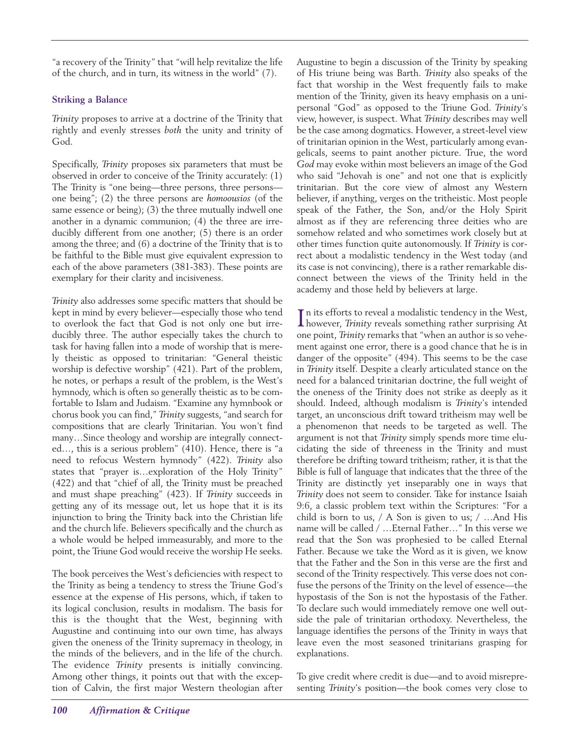"a recovery of the Trinity" that "will help revitalize the life of the church, and in turn, its witness in the world" (7).

### Striking a Balance

*Trinity* proposes to arrive at a doctrine of the Trinity that rightly and evenly stresses *both* the unity and trinity of God.

Specifically, *Trinity* proposes six parameters that must be observed in order to conceive of the Trinity accurately: (1) The Trinity is "one being—three persons, three persons—one being"; (2) the three persons are *homoousios* (of the same essence or being); (3) the three mutually indwell one another in a dynamic communion; (4) the three are irreducibly different from one another; (5) there is an order among the three; and (6) a doctrine of the Trinity that is to be faithful to the Bible must give equivalent expression to each of the above parameters (381-383). These points are exemplary for their clarity and incisiveness.

*Trinity* also addresses some specific matters that should be kept in mind by every believer—especially those who tend to overlook the fact that God is not only one but irreducibly three. The author especially takes the church to task for having fallen into a mode of worship that is merely theistic as opposed to trinitarian: "General theistic worship is defective worship" (421). Part of the problem, he notes, or perhaps a result of the problem, is the West's hymnody, which is often so generally theistic as to be comfortable to Islam and Judaism. "Examine any hymnbook or chorus book you can find," *Trinity* suggests, "and search for compositions that are clearly Trinitarian. You won't find many…Since theology and worship are integrally connected…, this is a serious problem" (410). Hence, there is "a need to refocus Western hymnody" (422). *Trinity* also states that "prayer is…exploration of the Holy Trinity" (422) and that "chief of all, the Trinity must be preached and must shape preaching" (423). If *Trinity* succeeds in getting any of its message out, let us hope that it is its injunction to bring the Trinity back into the Christian life and the church life. Believers specifically and the church as a whole would be helped immeasurably, and more to the point, the Triune God would receive the worship He seeks.

The book perceives the West's deficiencies with respect to the Trinity as being a tendency to stress the Triune God's essence at the expense of His persons, which, if taken to its logical conclusion, results in modalism. The basis for this is the thought that the West, beginning with Augustine and continuing into our own time, has always given the oneness of the Trinity supremacy in theology, in the minds of the believers, and in the life of the church. The evidence *Trinity* presents is initially convincing. Among other things, it points out that with the exception of Calvin, the first major Western theologian after Augustine to begin a discussion of the Trinity by speaking of His triune being was Barth. *Trinity* also speaks of the fact that worship in the West frequently fails to make mention of the Trinity, given its heavy emphasis on a unipersonal "God" as opposed to the Triune God. *Trinity*'s view, however, is suspect. What *Trinity* describes may well be the case among dogmatics. However, a street-level view of trinitarian opinion in the West, particularly among evangelicals, seems to paint another picture. True, the word *God* may evoke within most believers an image of the God who said "Jehovah is one" and not one that is explicitly trinitarian. But the core view of almost any Western believer, if anything, verges on the tritheistic. Most people speak of the Father, the Son, and/or the Holy Spirit almost as if they are referencing three deities who are somehow related and who sometimes work closely but at other times function quite autonomously. If *Trinity* is correct about a modalistic tendency in the West today (and its case is not convincing), there is a rather remarkable disconnect between the views of the Trinity held in the academy and those held by believers at large.

In its efforts to reveal a modalistic tendency in the West, however, *Trinity* reveals something rather surprising At one point, *Trinity* remarks that "when an author is so vehement against one error, there is a good chance that he is in danger of the opposite" (494). This seems to be the case in *Trinity* itself. Despite a clearly articulated stance on the need for a balanced trinitarian doctrine, the full weight of the oneness of the Trinity does not strike as deeply as it should. Indeed, although modalism is *Trinity*'s intended target, an unconscious drift toward tritheism may well be a phenomenon that needs to be targeted as well. The argument is not that *Trinity* simply spends more time elucidating the side of threeness in the Trinity and must therefore be drifting toward tritheism; rather, it is that the Bible is full of language that indicates that the three of the Trinity are distinctly yet inseparably one in ways that *Trinity* does not seem to consider. Take for instance Isaiah 9:6, a classic problem text within the Scriptures: "For a child is born to us, / A Son is given to us; / …And His name will be called / …Eternal Father…" In this verse we read that the Son was prophesied to be called Eternal Father. Because we take the Word as it is given, we know that the Father and the Son in this verse are the first and second of the Trinity respectively. This verse does not confuse the persons of the Trinity on the level of essence—the hypostasis of the Son is not the hypostasis of the Father. To declare such would immediately remove one well outside the pale of trinitarian orthodoxy. Nevertheless, the language identifies the persons of the Trinity in ways that leave even the most seasoned trinitarians grasping for explanations.

To give credit where credit is due—and to avoid misrepresenting *Trinity*'s position—the book comes very close to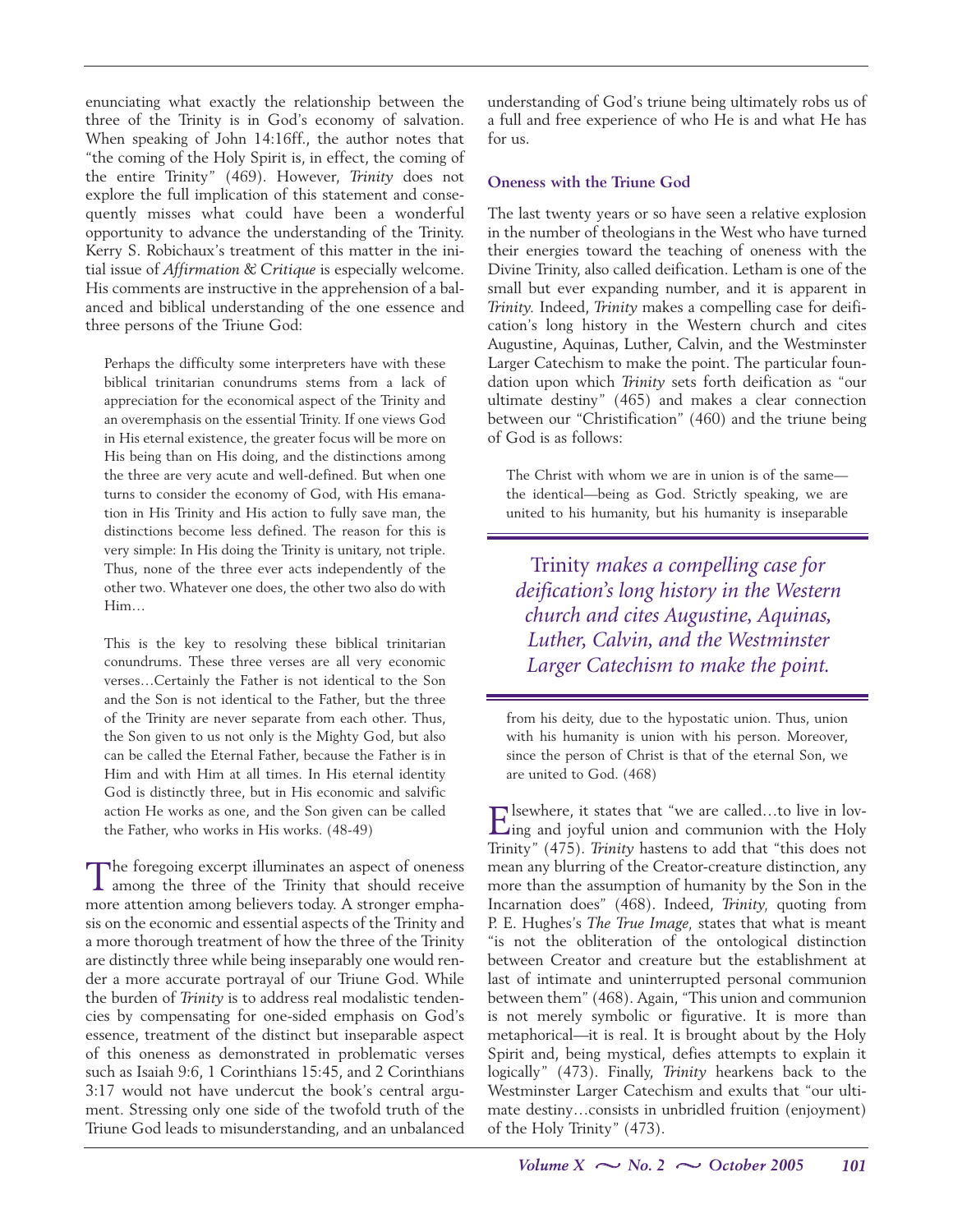enunciating what exactly the relationship between the three of the Trinity is in God's economy of salvation. When speaking of John 14:16ff., the author notes that "the coming of the Holy Spirit is, in effect, the coming of the entire Trinity" (469). However, *Trinity* does not explore the full implication of this statement and consequently misses what could have been a wonderful opportunity to advance the understanding of the Trinity. Kerry S. Robichaux's treatment of this matter in the initial issue of *Affirmation & Critique* is especially welcome. His comments are instructive in the apprehension of a balanced and biblical understanding of the one essence and three persons of the Triune God:

> Perhaps the difficulty some interpreters have with these biblical trinitarian conundrums stems from a lack of appreciation for the economical aspect of the Trinity and an overemphasis on the essential Trinity. If one views God in His eternal existence, the greater focus will be more on His being than on His doing, and the distinctions among the three are very acute and well-defined. But when one turns to consider the economy of God, with His emanation in His Trinity and His action to fully save man, the distinctions become less defined. The reason for this is very simple: In His doing the Trinity is unitary, not triple. Thus, none of the three ever acts independently of the other two. Whatever one does, the other two also do with Him…
>
> This is the key to resolving these biblical trinitarian conundrums. These three verses are all very economic verses…Certainly the Father is not identical to the Son and the Son is not identical to the Father, but the three of the Trinity are never separate from each other. Thus, the Son given to us not only is the Mighty God, but also can be called the Eternal Father, because the Father is in Him and with Him at all times. In His eternal identity God is distinctly three, but in His economic and salvific action He works as one, and the Son given can be called the Father, who works in His works. (48-49)

The foregoing excerpt illuminates an aspect of oneness among the three of the Trinity that should receive more attention among believers today. A stronger emphasis on the economic and essential aspects of the Trinity and a more thorough treatment of how the three of the Trinity are distinctly three while being inseparably one would render a more accurate portrayal of our Triune God. While the burden of *Trinity* is to address real modalistic tendencies by compensating for one-sided emphasis on God's essence, treatment of the distinct but inseparable aspect of this oneness as demonstrated in problematic verses such as Isaiah 9:6, 1 Corinthians 15:45, and 2 Corinthians 3:17 would not have undercut the book's central argument. Stressing only one side of the twofold truth of the Triune God leads to misunderstanding, and an unbalanced understanding of God's triune being ultimately robs us of a full and free experience of who He is and what He has for us.

### Oneness with the Triune God

The last twenty years or so have seen a relative explosion in the number of theologians in the West who have turned their energies toward the teaching of oneness with the Divine Trinity, also called deification. Letham is one of the small but ever expanding number, and it is apparent in *Trinity.* Indeed, *Trinity* makes a compelling case for deification's long history in the Western church and cites Augustine, Aquinas, Luther, Calvin, and the Westminster Larger Catechism to make the point. The particular foundation upon which *Trinity* sets forth deification as "our ultimate destiny" (465) and makes a clear connection between our "Christification" (460) and the triune being of God is as follows:

> The Christ with whom we are in union is of the same—the identical—being as God. Strictly speaking, we are united to his humanity, but his humanity is inseparable from his deity, due to the hypostatic union. Thus, union with his humanity is union with his person. Moreover, since the person of Christ is that of the eternal Son, we are united to God. (468)

*Trinity makes a compelling case for deification's long history in the Western church and cites Augustine, Aquinas, Luther, Calvin, and the Westminster Larger Catechism to make the point.*

Elsewhere, it states that "we are called…to live in loving and joyful union and communion with the Holy Trinity" (475). *Trinity* hastens to add that "this does not mean any blurring of the Creator-creature distinction, any more than the assumption of humanity by the Son in the Incarnation does" (468). Indeed, *Trinity,* quoting from P. E. Hughes's *The True Image,* states that what is meant "is not the obliteration of the ontological distinction between Creator and creature but the establishment at last of intimate and uninterrupted personal communion between them" (468). Again, "This union and communion is not merely symbolic or figurative. It is more than metaphorical—it is real. It is brought about by the Holy Spirit and, being mystical, defies attempts to explain it logically" (473). Finally, *Trinity* hearkens back to the Westminster Larger Catechism and exults that "our ultimate destiny…consists in unbridled fruition (enjoyment) of the Holy Trinity" (473).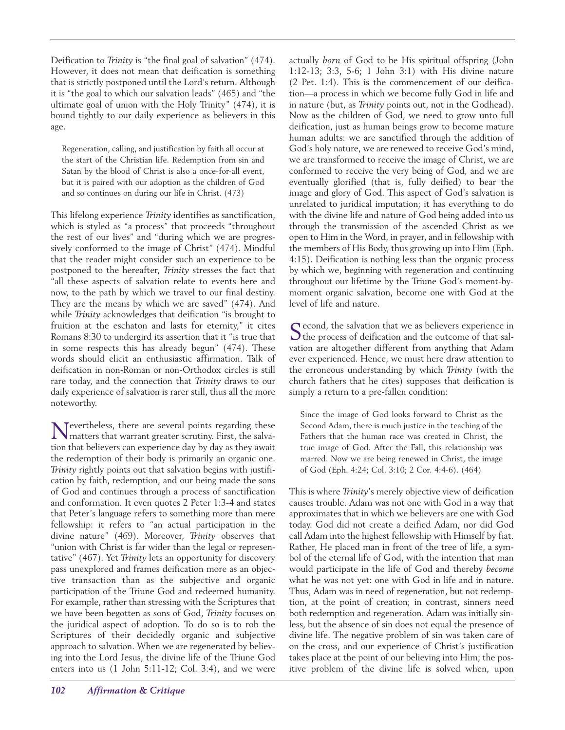Deification to *Trinity* is "the final goal of salvation" (474). However, it does not mean that deification is something that is strictly postponed until the Lord's return. Although it is "the goal to which our salvation leads" (465) and "the ultimate goal of union with the Holy Trinity" (474), it is bound tightly to our daily experience as believers in this age.

> Regeneration, calling, and justification by faith all occur at the start of the Christian life. Redemption from sin and Satan by the blood of Christ is also a once-for-all event, but it is paired with our adoption as the children of God and so continues on during our life in Christ. (473)

This lifelong experience *Trinity* identifies as sanctification, which is styled as "a process" that proceeds "throughout the rest of our lives" and "during which we are progressively conformed to the image of Christ" (474). Mindful that the reader might consider such an experience to be postponed to the hereafter, *Trinity* stresses the fact that "all these aspects of salvation relate to events here and now, to the path by which we travel to our final destiny. They are the means by which we are saved" (474). And while *Trinity* acknowledges that deification "is brought to fruition at the eschaton and lasts for eternity," it cites Romans 8:30 to undergird its assertion that it "is true that in some respects this has already begun" (474). These words should elicit an enthusiastic affirmation. Talk of deification in non-Roman or non-Orthodox circles is still rare today, and the connection that *Trinity* draws to our daily experience of salvation is rarer still, thus all the more noteworthy.

Nevertheless, there are several points regarding these matters that warrant greater scrutiny. First, the salvation that believers can experience day by day as they await the redemption of their body is primarily an organic one. *Trinity* rightly points out that salvation begins with justification by faith, redemption, and our being made the sons of God and continues through a process of sanctification and conformation. It even quotes 2 Peter 1:3-4 and states that Peter's language refers to something more than mere fellowship: it refers to "an actual participation in the divine nature" (469). Moreover, *Trinity* observes that "union with Christ is far wider than the legal or representative" (467). Yet *Trinity* lets an opportunity for discovery pass unexplored and frames deification more as an objective transaction than as the subjective and organic participation of the Triune God and redeemed humanity. For example, rather than stressing with the Scriptures that we have been begotten as sons of God, *Trinity* focuses on the juridical aspect of adoption. To do so is to rob the Scriptures of their decidedly organic and subjective approach to salvation. When we are regenerated by believing into the Lord Jesus, the divine life of the Triune God enters into us (1 John 5:11-12; Col. 3:4), and we were actually *born* of God to be His spiritual offspring (John 1:12-13; 3:3, 5-6; 1 John 3:1) with His divine nature (2 Pet. 1:4). This is the commencement of our deification—a process in which we become fully God in life and in nature (but, as *Trinity* points out, not in the Godhead). Now as the children of God, we need to grow unto full deification, just as human beings grow to become mature human adults: we are sanctified through the addition of God's holy nature, we are renewed to receive God's mind, we are transformed to receive the image of Christ, we are conformed to receive the very being of God, and we are eventually glorified (that is, fully deified) to bear the image and glory of God. This aspect of God's salvation is unrelated to juridical imputation; it has everything to do with the divine life and nature of God being added into us through the transmission of the ascended Christ as we open to Him in the Word, in prayer, and in fellowship with the members of His Body, thus growing up into Him (Eph. 4:15). Deification is nothing less than the organic process by which we, beginning with regeneration and continuing throughout our lifetime by the Triune God's moment-by-moment organic salvation, become one with God at the level of life and nature.

Second, the salvation that we as believers experience in the process of deification and the outcome of that salvation are altogether different from anything that Adam ever experienced. Hence, we must here draw attention to the erroneous understanding by which *Trinity* (with the church fathers that he cites) supposes that deification is simply a return to a pre-fallen condition:

> Since the image of God looks forward to Christ as the Second Adam, there is much justice in the teaching of the Fathers that the human race was created in Christ, the true image of God. After the Fall, this relationship was marred. Now we are being renewed in Christ, the image of God (Eph. 4:24; Col. 3:10; 2 Cor. 4:4-6). (464)

This is where *Trinity*'s merely objective view of deification causes trouble. Adam was not one with God in a way that approximates that in which we believers are one with God today. God did not create a deified Adam, nor did God call Adam into the highest fellowship with Himself by fiat. Rather, He placed man in front of the tree of life, a symbol of the eternal life of God, with the intention that man would participate in the life of God and thereby *become* what he was not yet: one with God in life and in nature. Thus, Adam was in need of regeneration, but not redemption, at the point of creation; in contrast, sinners need both redemption and regeneration. Adam was initially sinless, but the absence of sin does not equal the presence of divine life. The negative problem of sin was taken care of on the cross, and our experience of Christ's justification takes place at the point of our believing into Him; the positive problem of the divine life is solved when, upon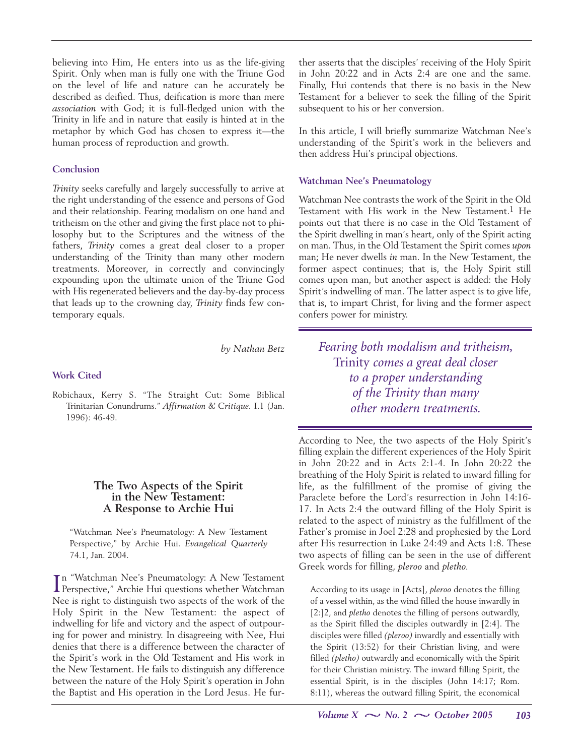believing into Him, He enters into us as the life-giving Spirit. Only when man is fully one with the Triune God on the level of life and nature can he accurately be described as deified. Thus, deification is more than mere *association* with God; it is full-fledged union with the Trinity in life and in nature that easily is hinted at in the metaphor by which God has chosen to express it—the human process of reproduction and growth.

### Conclusion

*Trinity* seeks carefully and largely successfully to arrive at the right understanding of the essence and persons of God and their relationship. Fearing modalism on one hand and tritheism on the other and giving the first place not to philosophy but to the Scriptures and the witness of the fathers, *Trinity* comes a great deal closer to a proper understanding of the Trinity than many other modern treatments. Moreover, in correctly and convincingly expounding upon the ultimate union of the Triune God with His regenerated believers and the day-by-day process that leads up to the crowning day, *Trinity* finds few contemporary equals.

*by Nathan Betz*

### Work Cited

Robichaux, Kerry S. "The Straight Cut: Some Biblical Trinitarian Conundrums." *Affirmation & Critique.* I.1 (Jan. 1996): 46-49.

## The Two Aspects of the Spirit in the New Testament: A Response to Archie Hui

"Watchman Nee's Pneumatology: A New Testament Perspective," by Archie Hui. *Evangelical Quarterly* 74.1, Jan. 2004.

In "Watchman Nee's Pneumatology: A New Testament Perspective," Archie Hui questions whether Watchman Nee is right to distinguish two aspects of the work of the Holy Spirit in the New Testament: the aspect of indwelling for life and victory and the aspect of outpouring for power and ministry. In disagreeing with Nee, Hui denies that there is a difference between the character of the Spirit's work in the Old Testament and His work in the New Testament. He fails to distinguish any difference between the nature of the Holy Spirit's operation in John the Baptist and His operation in the Lord Jesus. He further asserts that the disciples' receiving of the Holy Spirit in John 20:22 and in Acts 2:4 are one and the same. Finally, Hui contends that there is no basis in the New Testament for a believer to seek the filling of the Spirit subsequent to his or her conversion.

In this article, I will briefly summarize Watchman Nee's understanding of the Spirit's work in the believers and then address Hui's principal objections.

### Watchman Nee's Pneumatology

Watchman Nee contrasts the work of the Spirit in the Old Testament with His work in the New Testament.[1] He points out that there is no case in the Old Testament of the Spirit dwelling in man's heart, only of the Spirit acting on man. Thus, in the Old Testament the Spirit comes *upon* man; He never dwells *in* man. In the New Testament, the former aspect continues; that is, the Holy Spirit still comes upon man, but another aspect is added: the Holy Spirit's indwelling of man. The latter aspect is to give life, that is, to impart Christ, for living and the former aspect confers power for ministry.

> *Fearing both modalism and tritheism,* Trinity *comes a great deal closer to a proper understanding of the Trinity than many other modern treatments.*

According to Nee, the two aspects of the Holy Spirit's filling explain the different experiences of the Holy Spirit in John 20:22 and in Acts 2:1-4. In John 20:22 the breathing of the Holy Spirit is related to inward filling for life, as the fulfillment of the promise of giving the Paraclete before the Lord's resurrection in John 14:16-17. In Acts 2:4 the outward filling of the Holy Spirit is related to the aspect of ministry as the fulfillment of the Father's promise in Joel 2:28 and prophesied by the Lord after His resurrection in Luke 24:49 and Acts 1:8. These two aspects of filling can be seen in the use of different Greek words for filling, *pleroo* and *pletho.*

> According to its usage in [Acts], *pleroo* denotes the filling of a vessel within, as the wind filled the house inwardly in [2:]2, and *pletho* denotes the filling of persons outwardly, as the Spirit filled the disciples outwardly in [2:4]. The disciples were filled *(pleroo)* inwardly and essentially with the Spirit (13:52) for their Christian living, and were filled *(pletho)* outwardly and economically with the Spirit for their Christian ministry. The inward filling Spirit, the essential Spirit, is in the disciples (John 14:17; Rom. 8:11), whereas the outward filling Spirit, the economical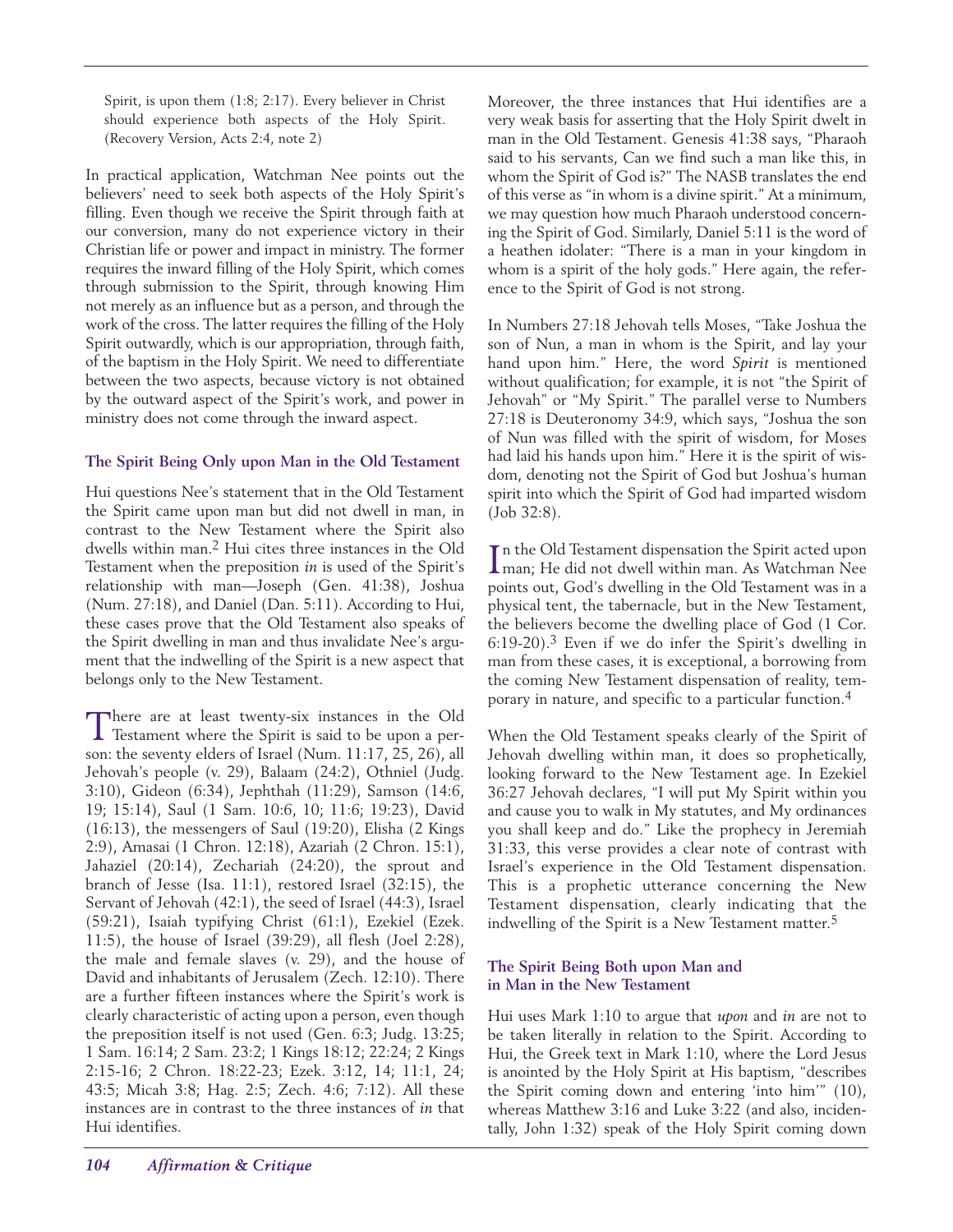Spirit, is upon them (1:8; 2:17). Every believer in Christ should experience both aspects of the Holy Spirit. (Recovery Version, Acts 2:4, note 2)

In practical application, Watchman Nee points out the believers' need to seek both aspects of the Holy Spirit's filling. Even though we receive the Spirit through faith at our conversion, many do not experience victory in their Christian life or power and impact in ministry. The former requires the inward filling of the Holy Spirit, which comes through submission to the Spirit, through knowing Him not merely as an influence but as a person, and through the work of the cross. The latter requires the filling of the Holy Spirit outwardly, which is our appropriation, through faith, of the baptism in the Holy Spirit. We need to differentiate between the two aspects, because victory is not obtained by the outward aspect of the Spirit's work, and power in ministry does not come through the inward aspect.

### The Spirit Being Only upon Man in the Old Testament

Hui questions Nee's statement that in the Old Testament the Spirit came upon man but did not dwell in man, in contrast to the New Testament where the Spirit also dwells within man.[2] Hui cites three instances in the Old Testament when the preposition *in* is used of the Spirit's relationship with man—Joseph (Gen. 41:38), Joshua (Num. 27:18), and Daniel (Dan. 5:11). According to Hui, these cases prove that the Old Testament also speaks of the Spirit dwelling in man and thus invalidate Nee's argument that the indwelling of the Spirit is a new aspect that belongs only to the New Testament.

There are at least twenty-six instances in the Old Testament where the Spirit is said to be upon a person: the seventy elders of Israel (Num. 11:17, 25, 26), all Jehovah's people (v. 29), Balaam (24:2), Othniel (Judg. 3:10), Gideon (6:34), Jephthah (11:29), Samson (14:6, 19; 15:14), Saul (1 Sam. 10:6, 10; 11:6; 19:23), David (16:13), the messengers of Saul (19:20), Elisha (2 Kings 2:9), Amasai (1 Chron. 12:18), Azariah (2 Chron. 15:1), Jahaziel (20:14), Zechariah (24:20), the sprout and branch of Jesse (Isa. 11:1), restored Israel (32:15), the Servant of Jehovah (42:1), the seed of Israel (44:3), Israel (59:21), Isaiah typifying Christ (61:1), Ezekiel (Ezek. 11:5), the house of Israel (39:29), all flesh (Joel 2:28), the male and female slaves (v. 29), and the house of David and inhabitants of Jerusalem (Zech. 12:10). There are a further fifteen instances where the Spirit's work is clearly characteristic of acting upon a person, even though the preposition itself is not used (Gen. 6:3; Judg. 13:25; 1 Sam. 16:14; 2 Sam. 23:2; 1 Kings 18:12; 22:24; 2 Kings 2:15-16; 2 Chron. 18:22-23; Ezek. 3:12, 14; 11:1, 24; 43:5; Micah 3:8; Hag. 2:5; Zech. 4:6; 7:12). All these instances are in contrast to the three instances of *in* that Hui identifies.

Moreover, the three instances that Hui identifies are a very weak basis for asserting that the Holy Spirit dwelt in man in the Old Testament. Genesis 41:38 says, "Pharaoh said to his servants, Can we find such a man like this, in whom the Spirit of God is?" The NASB translates the end of this verse as "in whom is a divine spirit." At a minimum, we may question how much Pharaoh understood concerning the Spirit of God. Similarly, Daniel 5:11 is the word of a heathen idolater: "There is a man in your kingdom in whom is a spirit of the holy gods." Here again, the reference to the Spirit of God is not strong.

In Numbers 27:18 Jehovah tells Moses, "Take Joshua the son of Nun, a man in whom is the Spirit, and lay your hand upon him." Here, the word *Spirit* is mentioned without qualification; for example, it is not "the Spirit of Jehovah" or "My Spirit." The parallel verse to Numbers 27:18 is Deuteronomy 34:9, which says, "Joshua the son of Nun was filled with the spirit of wisdom, for Moses had laid his hands upon him." Here it is the spirit of wisdom, denoting not the Spirit of God but Joshua's human spirit into which the Spirit of God had imparted wisdom (Job 32:8).

In the Old Testament dispensation the Spirit acted upon man; He did not dwell within man. As Watchman Nee points out, God's dwelling in the Old Testament was in a physical tent, the tabernacle, but in the New Testament, the believers become the dwelling place of God (1 Cor. 6:19-20).[3] Even if we do infer the Spirit's dwelling in man from these cases, it is exceptional, a borrowing from the coming New Testament dispensation of reality, temporary in nature, and specific to a particular function.[4]

When the Old Testament speaks clearly of the Spirit of Jehovah dwelling within man, it does so prophetically, looking forward to the New Testament age. In Ezekiel 36:27 Jehovah declares, "I will put My Spirit within you and cause you to walk in My statutes, and My ordinances you shall keep and do." Like the prophecy in Jeremiah 31:33, this verse provides a clear note of contrast with Israel's experience in the Old Testament dispensation. This is a prophetic utterance concerning the New Testament dispensation, clearly indicating that the indwelling of the Spirit is a New Testament matter.[5]

### The Spirit Being Both upon Man and in Man in the New Testament

Hui uses Mark 1:10 to argue that *upon* and *in* are not to be taken literally in relation to the Spirit. According to Hui, the Greek text in Mark 1:10, where the Lord Jesus is anointed by the Holy Spirit at His baptism, "describes the Spirit coming down and entering 'into him'" (10), whereas Matthew 3:16 and Luke 3:22 (and also, incidentally, John 1:32) speak of the Holy Spirit coming down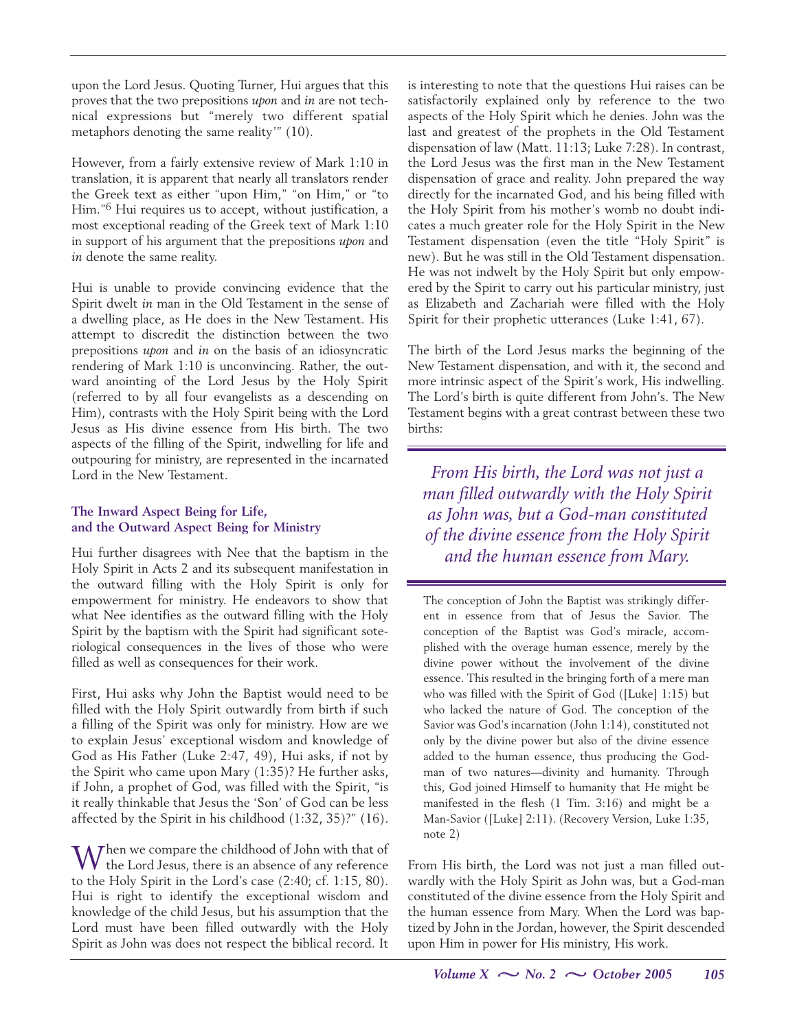upon the Lord Jesus. Quoting Turner, Hui argues that this proves that the two prepositions *upon* and *in* are not technical expressions but "merely two different spatial metaphors denoting the same reality'" (10).

However, from a fairly extensive review of Mark 1:10 in translation, it is apparent that nearly all translators render the Greek text as either "upon Him," "on Him," or "to Him."[6] Hui requires us to accept, without justification, a most exceptional reading of the Greek text of Mark 1:10 in support of his argument that the prepositions *upon* and *in* denote the same reality.

Hui is unable to provide convincing evidence that the Spirit dwelt *in* man in the Old Testament in the sense of a dwelling place, as He does in the New Testament. His attempt to discredit the distinction between the two prepositions *upon* and *in* on the basis of an idiosyncratic rendering of Mark 1:10 is unconvincing. Rather, the outward anointing of the Lord Jesus by the Holy Spirit (referred to by all four evangelists as a descending on Him), contrasts with the Holy Spirit being with the Lord Jesus as His divine essence from His birth. The two aspects of the filling of the Spirit, indwelling for life and outpouring for ministry, are represented in the incarnated Lord in the New Testament.

### The Inward Aspect Being for Life, and the Outward Aspect Being for Ministry

Hui further disagrees with Nee that the baptism in the Holy Spirit in Acts 2 and its subsequent manifestation in the outward filling with the Holy Spirit is only for empowerment for ministry. He endeavors to show that what Nee identifies as the outward filling with the Holy Spirit by the baptism with the Spirit had significant soteriological consequences in the lives of those who were filled as well as consequences for their work.

First, Hui asks why John the Baptist would need to be filled with the Holy Spirit outwardly from birth if such a filling of the Spirit was only for ministry. How are we to explain Jesus' exceptional wisdom and knowledge of God as His Father (Luke 2:47, 49), Hui asks, if not by the Spirit who came upon Mary (1:35)? He further asks, if John, a prophet of God, was filled with the Spirit, "is it really thinkable that Jesus the 'Son' of God can be less affected by the Spirit in his childhood (1:32, 35)?" (16).

When we compare the childhood of John with that of the Lord Jesus, there is an absence of any reference to the Holy Spirit in the Lord's case (2:40; cf. 1:15, 80). Hui is right to identify the exceptional wisdom and knowledge of the child Jesus, but his assumption that the Lord must have been filled outwardly with the Holy Spirit as John was does not respect the biblical record. It is interesting to note that the questions Hui raises can be satisfactorily explained only by reference to the two aspects of the Holy Spirit which he denies. John was the last and greatest of the prophets in the Old Testament dispensation of law (Matt. 11:13; Luke 7:28). In contrast, the Lord Jesus was the first man in the New Testament dispensation of grace and reality. John prepared the way directly for the incarnated God, and his being filled with the Holy Spirit from his mother's womb no doubt indicates a much greater role for the Holy Spirit in the New Testament dispensation (even the title "Holy Spirit" is new). But he was still in the Old Testament dispensation. He was not indwelt by the Holy Spirit but only empowered by the Spirit to carry out his particular ministry, just as Elizabeth and Zachariah were filled with the Holy Spirit for their prophetic utterances (Luke 1:41, 67).

The birth of the Lord Jesus marks the beginning of the New Testament dispensation, and with it, the second and more intrinsic aspect of the Spirit's work, His indwelling. The Lord's birth is quite different from John's. The New Testament begins with a great contrast between these two births:

*From His birth, the Lord was not just a man filled outwardly with the Holy Spirit as John was, but a God-man constituted of the divine essence from the Holy Spirit and the human essence from Mary.*

> The conception of John the Baptist was strikingly different in essence from that of Jesus the Savior. The conception of the Baptist was God's miracle, accomplished with the overage human essence, merely by the divine power without the involvement of the divine essence. This resulted in the bringing forth of a mere man who was filled with the Spirit of God ([Luke] 1:15) but who lacked the nature of God. The conception of the Savior was God's incarnation (John 1:14), constituted not only by the divine power but also of the divine essence added to the human essence, thus producing the God-man of two natures—divinity and humanity. Through this, God joined Himself to humanity that He might be manifested in the flesh (1 Tim. 3:16) and might be a Man-Savior ([Luke] 2:11). (Recovery Version, Luke 1:35, note 2)

From His birth, the Lord was not just a man filled outwardly with the Holy Spirit as John was, but a God-man constituted of the divine essence from the Holy Spirit and the human essence from Mary. When the Lord was baptized by John in the Jordan, however, the Spirit descended upon Him in power for His ministry, His work.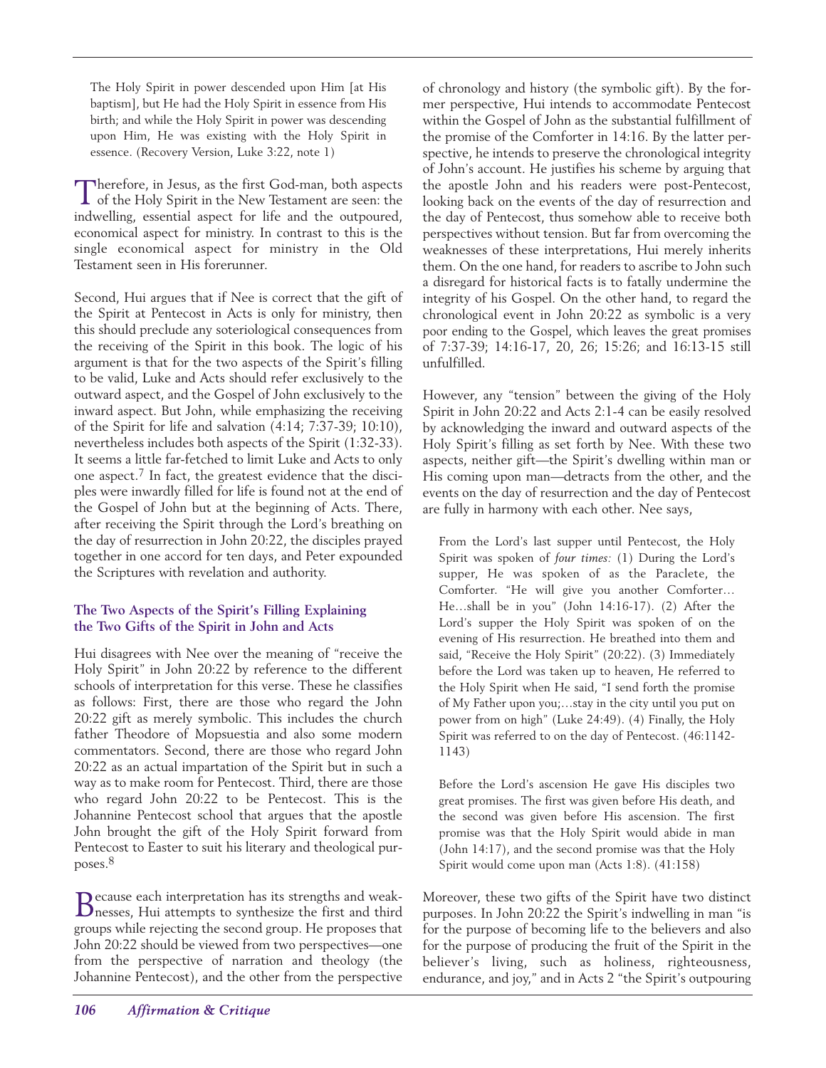> The Holy Spirit in power descended upon Him [at His baptism], but He had the Holy Spirit in essence from His birth; and while the Holy Spirit in power was descending upon Him, He was existing with the Holy Spirit in essence. (Recovery Version, Luke 3:22, note 1)

Therefore, in Jesus, as the first God-man, both aspects of the Holy Spirit in the New Testament are seen: the indwelling, essential aspect for life and the outpoured, economical aspect for ministry. In contrast to this is the single economical aspect for ministry in the Old Testament seen in His forerunner.

Second, Hui argues that if Nee is correct that the gift of the Spirit at Pentecost in Acts is only for ministry, then this should preclude any soteriological consequences from the receiving of the Spirit in this book. The logic of his argument is that for the two aspects of the Spirit's filling to be valid, Luke and Acts should refer exclusively to the outward aspect, and the Gospel of John exclusively to the inward aspect. But John, while emphasizing the receiving of the Spirit for life and salvation (4:14; 7:37-39; 10:10), nevertheless includes both aspects of the Spirit (1:32-33). It seems a little far-fetched to limit Luke and Acts to only one aspect.[7] In fact, the greatest evidence that the disciples were inwardly filled for life is found not at the end of the Gospel of John but at the beginning of Acts. There, after receiving the Spirit through the Lord's breathing on the day of resurrection in John 20:22, the disciples prayed together in one accord for ten days, and Peter expounded the Scriptures with revelation and authority.

### The Two Aspects of the Spirit's Filling Explaining the Two Gifts of the Spirit in John and Acts

Hui disagrees with Nee over the meaning of "receive the Holy Spirit" in John 20:22 by reference to the different schools of interpretation for this verse. These he classifies as follows: First, there are those who regard the John 20:22 gift as merely symbolic. This includes the church father Theodore of Mopsuestia and also some modern commentators. Second, there are those who regard John 20:22 as an actual impartation of the Spirit but in such a way as to make room for Pentecost. Third, there are those who regard John 20:22 to be Pentecost. This is the Johannine Pentecost school that argues that the apostle John brought the gift of the Holy Spirit forward from Pentecost to Easter to suit his literary and theological purposes.[8]

Because each interpretation has its strengths and weaknesses, Hui attempts to synthesize the first and third groups while rejecting the second group. He proposes that John 20:22 should be viewed from two perspectives—one from the perspective of narration and theology (the Johannine Pentecost), and the other from the perspective of chronology and history (the symbolic gift). By the former perspective, Hui intends to accommodate Pentecost within the Gospel of John as the substantial fulfillment of the promise of the Comforter in 14:16. By the latter perspective, he intends to preserve the chronological integrity of John's account. He justifies his scheme by arguing that the apostle John and his readers were post-Pentecost, looking back on the events of the day of resurrection and the day of Pentecost, thus somehow able to receive both perspectives without tension. But far from overcoming the weaknesses of these interpretations, Hui merely inherits them. On the one hand, for readers to ascribe to John such a disregard for historical facts is to fatally undermine the integrity of his Gospel. On the other hand, to regard the chronological event in John 20:22 as symbolic is a very poor ending to the Gospel, which leaves the great promises of 7:37-39; 14:16-17, 20, 26; 15:26; and 16:13-15 still unfulfilled.

However, any "tension" between the giving of the Holy Spirit in John 20:22 and Acts 2:1-4 can be easily resolved by acknowledging the inward and outward aspects of the Holy Spirit's filling as set forth by Nee. With these two aspects, neither gift—the Spirit's dwelling within man or His coming upon man—detracts from the other, and the events on the day of resurrection and the day of Pentecost are fully in harmony with each other. Nee says,

> From the Lord's last supper until Pentecost, the Holy Spirit was spoken of *four times:* (1) During the Lord's supper, He was spoken of as the Paraclete, the Comforter. "He will give you another Comforter…He…shall be in you" (John 14:16-17). (2) After the Lord's supper the Holy Spirit was spoken of on the evening of His resurrection. He breathed into them and said, "Receive the Holy Spirit" (20:22). (3) Immediately before the Lord was taken up to heaven, He referred to the Holy Spirit when He said, "I send forth the promise of My Father upon you;…stay in the city until you put on power from on high" (Luke 24:49). (4) Finally, the Holy Spirit was referred to on the day of Pentecost. (46:1142-1143)

> Before the Lord's ascension He gave His disciples two great promises. The first was given before His death, and the second was given before His ascension. The first promise was that the Holy Spirit would abide in man (John 14:17), and the second promise was that the Holy Spirit would come upon man (Acts 1:8). (41:158)

Moreover, these two gifts of the Spirit have two distinct purposes. In John 20:22 the Spirit's indwelling in man "is for the purpose of becoming life to the believers and also for the purpose of producing the fruit of the Spirit in the believer's living, such as holiness, righteousness, endurance, and joy," and in Acts 2 "the Spirit's outpouring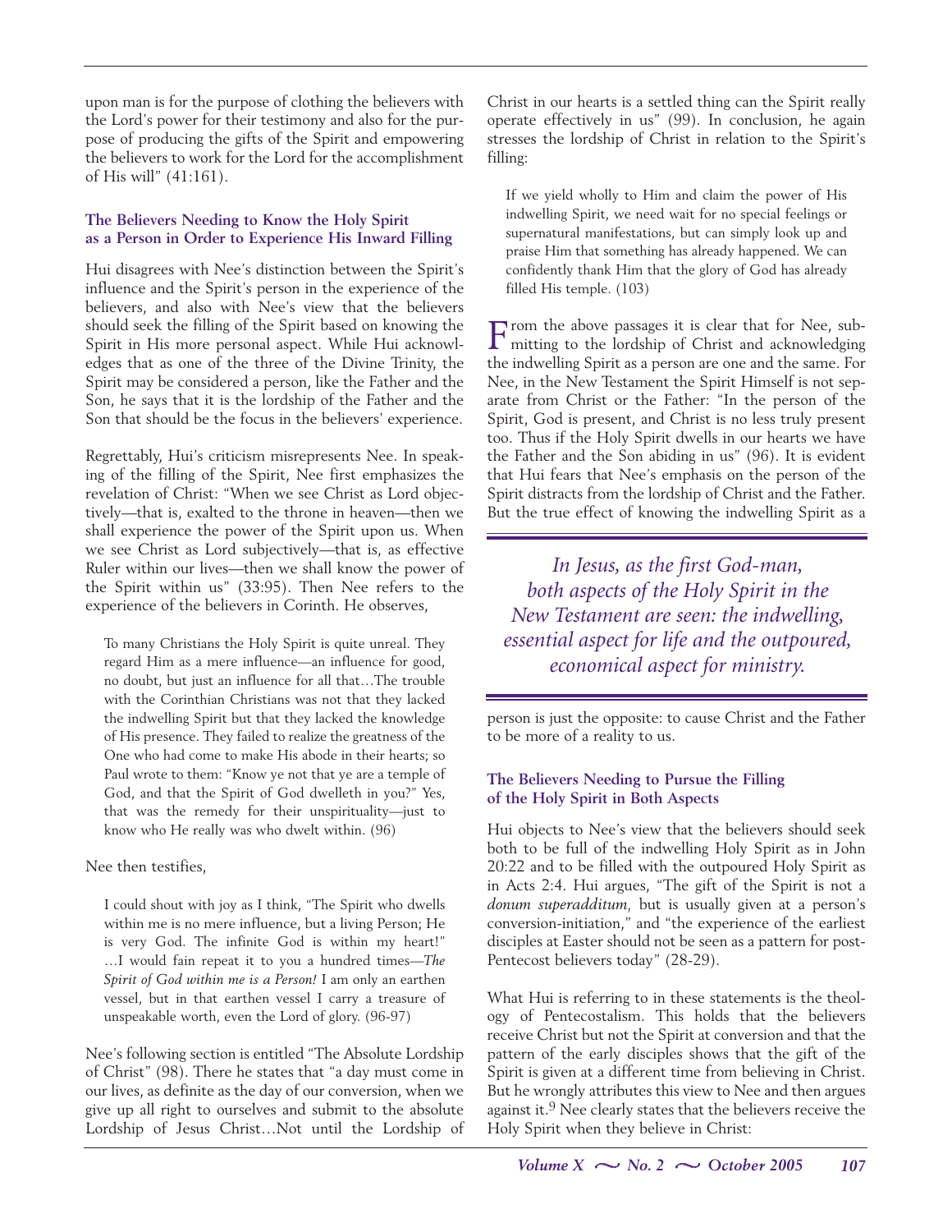upon man is for the purpose of clothing the believers with the Lord's power for their testimony and also for the purpose of producing the gifts of the Spirit and empowering the believers to work for the Lord for the accomplishment of His will" (41:161).

### The Believers Needing to Know the Holy Spirit as a Person in Order to Experience His Inward Filling

Hui disagrees with Nee's distinction between the Spirit's influence and the Spirit's person in the experience of the believers, and also with Nee's view that the believers should seek the filling of the Spirit based on knowing the Spirit in His more personal aspect. While Hui acknowledges that as one of the three of the Divine Trinity, the Spirit may be considered a person, like the Father and the Son, he says that it is the lordship of the Father and the Son that should be the focus in the believers' experience.

Regrettably, Hui's criticism misrepresents Nee. In speaking of the filling of the Spirit, Nee first emphasizes the revelation of Christ: "When we see Christ as Lord objectively—that is, exalted to the throne in heaven—then we shall experience the power of the Spirit upon us. When we see Christ as Lord subjectively—that is, as effective Ruler within our lives—then we shall know the power of the Spirit within us" (33:95). Then Nee refers to the experience of the believers in Corinth. He observes,

> To many Christians the Holy Spirit is quite unreal. They regard Him as a mere influence—an influence for good, no doubt, but just an influence for all that…The trouble with the Corinthian Christians was not that they lacked the indwelling Spirit but that they lacked the knowledge of His presence. They failed to realize the greatness of the One who had come to make His abode in their hearts; so Paul wrote to them: "Know ye not that ye are a temple of God, and that the Spirit of God dwelleth in you?" Yes, that was the remedy for their unspirituality—just to know who He really was who dwelt within. (96)

Nee then testifies,

> I could shout with joy as I think, "The Spirit who dwells within me is no mere influence, but a living Person; He is very God. The infinite God is within my heart!" …I would fain repeat it to you a hundred times—*The Spirit of God within me is a Person!* I am only an earthen vessel, but in that earthen vessel I carry a treasure of unspeakable worth, even the Lord of glory. (96-97)

Nee's following section is entitled "The Absolute Lordship of Christ" (98). There he states that "a day must come in our lives, as definite as the day of our conversion, when we give up all right to ourselves and submit to the absolute Lordship of Jesus Christ…Not until the Lordship of Christ in our hearts is a settled thing can the Spirit really operate effectively in us" (99). In conclusion, he again stresses the lordship of Christ in relation to the Spirit's filling:

> If we yield wholly to Him and claim the power of His indwelling Spirit, we need wait for no special feelings or supernatural manifestations, but can simply look up and praise Him that something has already happened. We can confidently thank Him that the glory of God has already filled His temple. (103)

From the above passages it is clear that for Nee, submitting to the lordship of Christ and acknowledging the indwelling Spirit as a person are one and the same. For Nee, in the New Testament the Spirit Himself is not separate from Christ or the Father: "In the person of the Spirit, God is present, and Christ is no less truly present too. Thus if the Holy Spirit dwells in our hearts we have the Father and the Son abiding in us" (96). It is evident that Hui fears that Nee's emphasis on the person of the Spirit distracts from the lordship of Christ and the Father. But the true effect of knowing the indwelling Spirit as a person is just the opposite: to cause Christ and the Father to be more of a reality to us.

*In Jesus, as the first God-man, both aspects of the Holy Spirit in the New Testament are seen: the indwelling, essential aspect for life and the outpoured, economical aspect for ministry.*

### The Believers Needing to Pursue the Filling of the Holy Spirit in Both Aspects

Hui objects to Nee's view that the believers should seek both to be full of the indwelling Holy Spirit as in John 20:22 and to be filled with the outpoured Holy Spirit as in Acts 2:4. Hui argues, "The gift of the Spirit is not a *donum superadditum,* but is usually given at a person's conversion-initiation," and "the experience of the earliest disciples at Easter should not be seen as a pattern for post-Pentecost believers today" (28-29).

What Hui is referring to in these statements is the theology of Pentecostalism. This holds that the believers receive Christ but not the Spirit at conversion and that the pattern of the early disciples shows that the gift of the Spirit is given at a different time from believing in Christ. But he wrongly attributes this view to Nee and then argues against it.[9] Nee clearly states that the believers receive the Holy Spirit when they believe in Christ: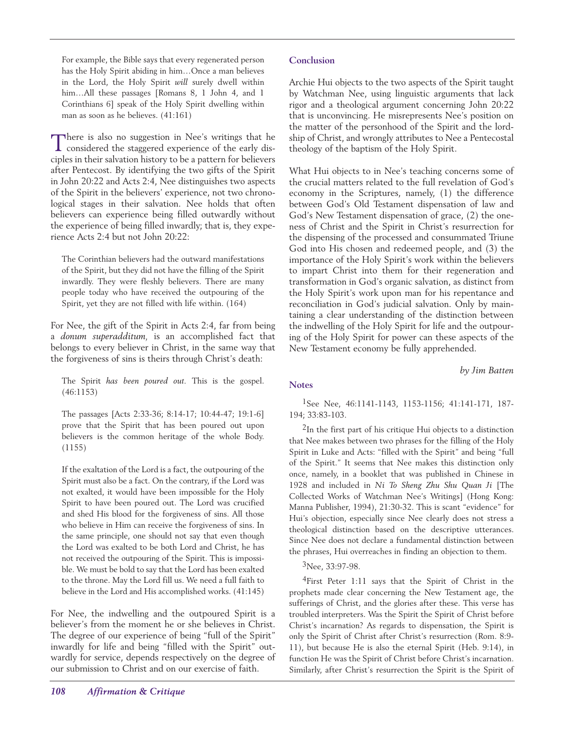> For example, the Bible says that every regenerated person has the Holy Spirit abiding in him…Once a man believes in the Lord, the Holy Spirit *will* surely dwell within him…All these passages [Romans 8, 1 John 4, and 1 Corinthians 6] speak of the Holy Spirit dwelling within man as soon as he believes. (41:161)

There is also no suggestion in Nee's writings that he considered the staggered experience of the early disciples in their salvation history to be a pattern for believers after Pentecost. By identifying the two gifts of the Spirit in John 20:22 and Acts 2:4, Nee distinguishes two aspects of the Spirit in the believers' experience, not two chronological stages in their salvation. Nee holds that often believers can experience being filled outwardly without the experience of being filled inwardly; that is, they experience Acts 2:4 but not John 20:22:

> The Corinthian believers had the outward manifestations of the Spirit, but they did not have the filling of the Spirit inwardly. They were fleshly believers. There are many people today who have received the outpouring of the Spirit, yet they are not filled with life within. (164)

For Nee, the gift of the Spirit in Acts 2:4, far from being a *donum superadditum,* is an accomplished fact that belongs to every believer in Christ, in the same way that the forgiveness of sins is theirs through Christ's death:

> The Spirit *has been poured out.* This is the gospel. (46:1153)

> The passages [Acts 2:33-36; 8:14-17; 10:44-47; 19:1-6] prove that the Spirit that has been poured out upon believers is the common heritage of the whole Body. (1155)

> If the exaltation of the Lord is a fact, the outpouring of the Spirit must also be a fact. On the contrary, if the Lord was not exalted, it would have been impossible for the Holy Spirit to have been poured out. The Lord was crucified and shed His blood for the forgiveness of sins. All those who believe in Him can receive the forgiveness of sins. In the same principle, one should not say that even though the Lord was exalted to be both Lord and Christ, he has not received the outpouring of the Spirit. This is impossible. We must be bold to say that the Lord has been exalted to the throne. May the Lord fill us. We need a full faith to believe in the Lord and His accomplished works. (41:145)

For Nee, the indwelling and the outpoured Spirit is a believer's from the moment he or she believes in Christ. The degree of our experience of being "full of the Spirit" inwardly for life and being "filled with the Spirit" outwardly for service, depends respectively on the degree of our submission to Christ and on our exercise of faith.

### Conclusion

Archie Hui objects to the two aspects of the Spirit taught by Watchman Nee, using linguistic arguments that lack rigor and a theological argument concerning John 20:22 that is unconvincing. He misrepresents Nee's position on the matter of the personhood of the Spirit and the lordship of Christ, and wrongly attributes to Nee a Pentecostal theology of the baptism of the Holy Spirit.

What Hui objects to in Nee's teaching concerns some of the crucial matters related to the full revelation of God's economy in the Scriptures, namely, (1) the difference between God's Old Testament dispensation of law and God's New Testament dispensation of grace, (2) the oneness of Christ and the Spirit in Christ's resurrection for the dispensing of the processed and consummated Triune God into His chosen and redeemed people, and (3) the importance of the Holy Spirit's work within the believers to impart Christ into them for their regeneration and transformation in God's organic salvation, as distinct from the Holy Spirit's work upon man for his repentance and reconciliation in God's judicial salvation. Only by maintaining a clear understanding of the distinction between the indwelling of the Holy Spirit for life and the outpouring of the Holy Spirit for power can these aspects of the New Testament economy be fully apprehended.

*by Jim Batten*

### Notes

[1]See Nee, 46:1141-1143, 1153-1156; 41:141-171, 187-194; 33:83-103.

[2]In the first part of his critique Hui objects to a distinction that Nee makes between two phrases for the filling of the Holy Spirit in Luke and Acts: "filled with the Spirit" and being "full of the Spirit." It seems that Nee makes this distinction only once, namely, in a booklet that was published in Chinese in 1928 and included in *Ni To Sheng Zhu Shu Quan Ji* [The Collected Works of Watchman Nee's Writings] (Hong Kong: Manna Publisher, 1994), 21:30-32. This is scant "evidence" for Hui's objection, especially since Nee clearly does not stress a theological distinction based on the descriptive utterances. Since Nee does not declare a fundamental distinction between the phrases, Hui overreaches in finding an objection to them.

[3]Nee, 33:97-98.

[4]First Peter 1:11 says that the Spirit of Christ in the prophets made clear concerning the New Testament age, the sufferings of Christ, and the glories after these. This verse has troubled interpreters. Was the Spirit the Spirit of Christ before Christ's incarnation? As regards to dispensation, the Spirit is only the Spirit of Christ after Christ's resurrection (Rom. 8:9-11), but because He is also the eternal Spirit (Heb. 9:14), in function He was the Spirit of Christ before Christ's incarnation. Similarly, after Christ's resurrection the Spirit is the Spirit of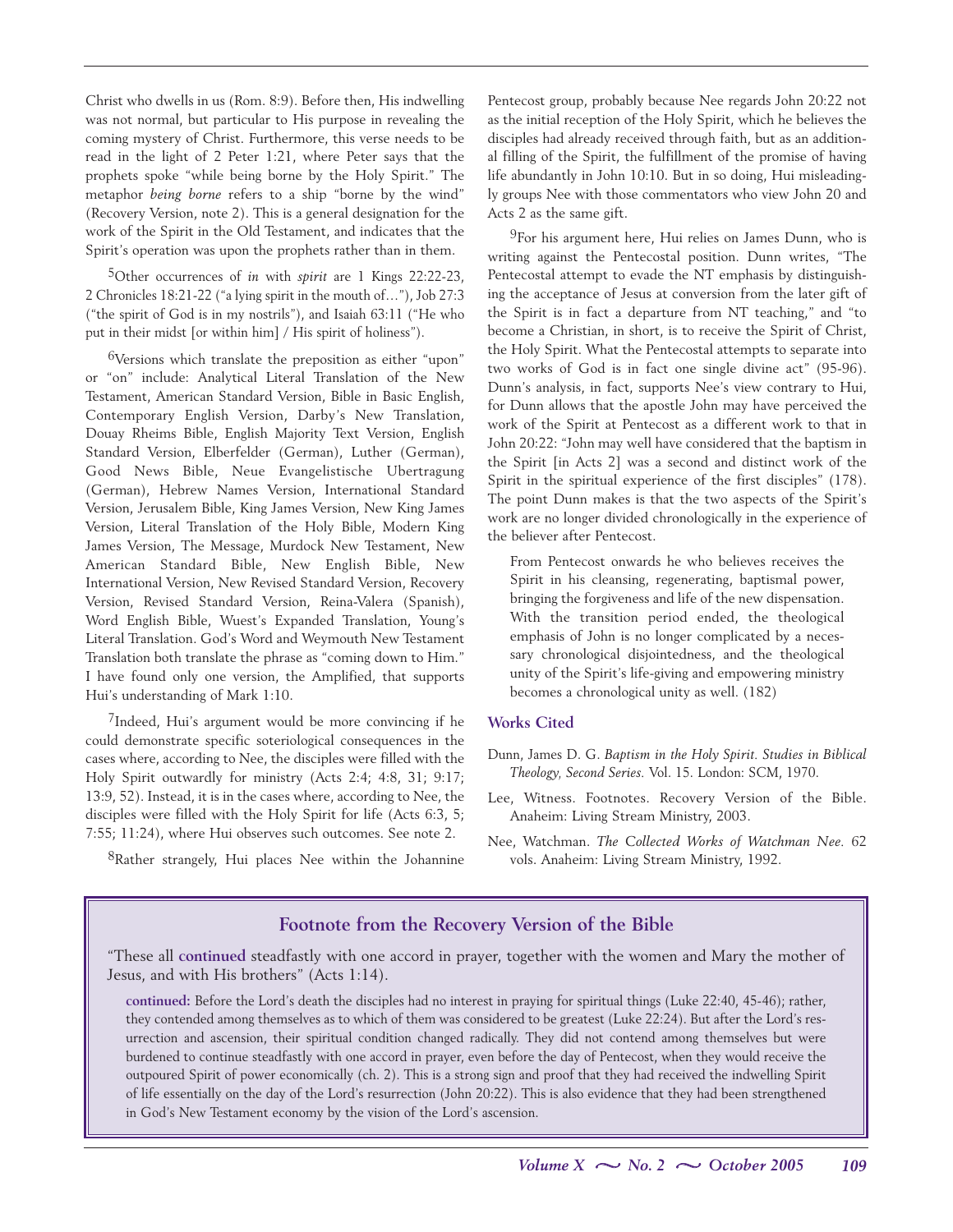Christ who dwells in us (Rom. 8:9). Before then, His indwelling was not normal, but particular to His purpose in revealing the coming mystery of Christ. Furthermore, this verse needs to be read in the light of 2 Peter 1:21, where Peter says that the prophets spoke "while being borne by the Holy Spirit." The metaphor *being borne* refers to a ship "borne by the wind" (Recovery Version, note 2). This is a general designation for the work of the Spirit in the Old Testament, and indicates that the Spirit's operation was upon the prophets rather than in them.

[5]Other occurrences of *in* with *spirit* are 1 Kings 22:22-23, 2 Chronicles 18:21-22 ("a lying spirit in the mouth of..."), Job 27:3 ("the spirit of God is in my nostrils"), and Isaiah 63:11 ("He who put in their midst [or within him] / His spirit of holiness").

[6]Versions which translate the preposition as either "upon" or "on" include: Analytical Literal Translation of the New Testament, American Standard Version, Bible in Basic English, Contemporary English Version, Darby's New Translation, Douay Rheims Bible, English Majority Text Version, English Standard Version, Elberfelder (German), Luther (German), Good News Bible, Neue Evangelistische Ubertragung (German), Hebrew Names Version, International Standard Version, Jerusalem Bible, King James Version, New King James Version, Literal Translation of the Holy Bible, Modern King James Version, The Message, Murdock New Testament, New American Standard Bible, New English Bible, New International Version, New Revised Standard Version, Recovery Version, Revised Standard Version, Reina-Valera (Spanish), Word English Bible, Wuest's Expanded Translation, Young's Literal Translation. God's Word and Weymouth New Testament Translation both translate the phrase as "coming down to Him." I have found only one version, the Amplified, that supports Hui's understanding of Mark 1:10.

[7]Indeed, Hui's argument would be more convincing if he could demonstrate specific soteriological consequences in the cases where, according to Nee, the disciples were filled with the Holy Spirit outwardly for ministry (Acts 2:4; 4:8, 31; 9:17; 13:9, 52). Instead, it is in the cases where, according to Nee, the disciples were filled with the Holy Spirit for life (Acts 6:3, 5; 7:55; 11:24), where Hui observes such outcomes. See note 2.

[8]Rather strangely, Hui places Nee within the Johannine Pentecost group, probably because Nee regards John 20:22 not as the initial reception of the Holy Spirit, which he believes the disciples had already received through faith, but as an additional filling of the Spirit, the fulfillment of the promise of having life abundantly in John 10:10. But in so doing, Hui misleadingly groups Nee with those commentators who view John 20 and Acts 2 as the same gift.

[9]For his argument here, Hui relies on James Dunn, who is writing against the Pentecostal position. Dunn writes, "The Pentecostal attempt to evade the NT emphasis by distinguishing the acceptance of Jesus at conversion from the later gift of the Spirit is in fact a departure from NT teaching," and "to become a Christian, in short, is to receive the Spirit of Christ, the Holy Spirit. What the Pentecostal attempts to separate into two works of God is in fact one single divine act" (95-96). Dunn's analysis, in fact, supports Nee's view contrary to Hui, for Dunn allows that the apostle John may have perceived the work of the Spirit at Pentecost as a different work to that in John 20:22: "John may well have considered that the baptism in the Spirit [in Acts 2] was a second and distinct work of the Spirit in the spiritual experience of the first disciples" (178). The point Dunn makes is that the two aspects of the Spirit's work are no longer divided chronologically in the experience of the believer after Pentecost.

> From Pentecost onwards he who believes receives the Spirit in his cleansing, regenerating, baptismal power, bringing the forgiveness and life of the new dispensation. With the transition period ended, the theological emphasis of John is no longer complicated by a necessary chronological disjointedness, and the theological unity of the Spirit's life-giving and empowering ministry becomes a chronological unity as well. (182)

### Works Cited

Dunn, James D. G. *Baptism in the Holy Spirit. Studies in Biblical Theology, Second Series.* Vol. 15. London: SCM, 1970.

Lee, Witness. Footnotes. Recovery Version of the Bible. Anaheim: Living Stream Ministry, 2003.

Nee, Watchman. *The Collected Works of Watchman Nee.* 62 vols. Anaheim: Living Stream Ministry, 1992.

### Footnote from the Recovery Version of the Bible

"These all **continued** steadfastly with one accord in prayer, together with the women and Mary the mother of Jesus, and with His brothers" (Acts 1:14).

**continued:** Before the Lord's death the disciples had no interest in praying for spiritual things (Luke 22:40, 45-46); rather, they contended among themselves as to which of them was considered to be greatest (Luke 22:24). But after the Lord's resurrection and ascension, their spiritual condition changed radically. They did not contend among themselves but were burdened to continue steadfastly with one accord in prayer, even before the day of Pentecost, when they would receive the outpoured Spirit of power economically (ch. 2). This is a strong sign and proof that they had received the indwelling Spirit of life essentially on the day of the Lord's resurrection (John 20:22). This is also evidence that they had been strengthened in God's New Testament economy by the vision of the Lord's ascension.